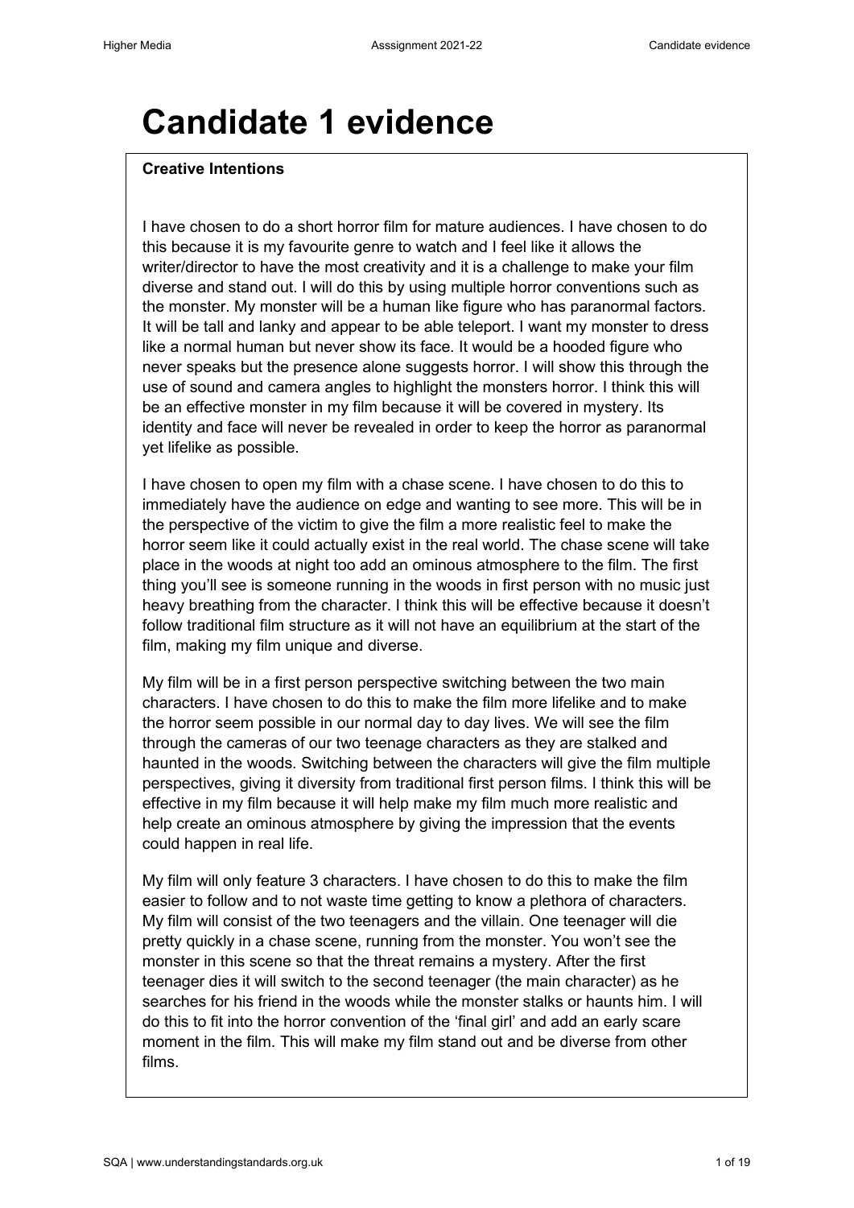# Candidate 1 evidence

**Creative Intentions**

I have chosen to do a short horror film for mature audiences. I have chosen to do this because it is my favourite genre to watch and I feel like it allows the writer/director to have the most creativity and it is a challenge to make your film diverse and stand out. I will do this by using multiple horror conventions such as the monster. My monster will be a human like figure who has paranormal factors. It will be tall and lanky and appear to be able teleport. I want my monster to dress like a normal human but never show its face. It would be a hooded figure who never speaks but the presence alone suggests horror. I will show this through the use of sound and camera angles to highlight the monsters horror. I think this will be an effective monster in my film because it will be covered in mystery. Its identity and face will never be revealed in order to keep the horror as paranormal yet lifelike as possible.

I have chosen to open my film with a chase scene. I have chosen to do this to immediately have the audience on edge and wanting to see more. This will be in the perspective of the victim to give the film a more realistic feel to make the horror seem like it could actually exist in the real world. The chase scene will take place in the woods at night too add an ominous atmosphere to the film. The first thing you'll see is someone running in the woods in first person with no music just heavy breathing from the character. I think this will be effective because it doesn't follow traditional film structure as it will not have an equilibrium at the start of the film, making my film unique and diverse.

My film will be in a first person perspective switching between the two main characters. I have chosen to do this to make the film more lifelike and to make the horror seem possible in our normal day to day lives. We will see the film through the cameras of our two teenage characters as they are stalked and haunted in the woods. Switching between the characters will give the film multiple perspectives, giving it diversity from traditional first person films. I think this will be effective in my film because it will help make my film much more realistic and help create an ominous atmosphere by giving the impression that the events could happen in real life.

My film will only feature 3 characters. I have chosen to do this to make the film easier to follow and to not waste time getting to know a plethora of characters. My film will consist of the two teenagers and the villain. One teenager will die pretty quickly in a chase scene, running from the monster. You won't see the monster in this scene so that the threat remains a mystery. After the first teenager dies it will switch to the second teenager (the main character) as he searches for his friend in the woods while the monster stalks or haunts him. I will do this to fit into the horror convention of the 'final girl' and add an early scare moment in the film. This will make my film stand out and be diverse from other films.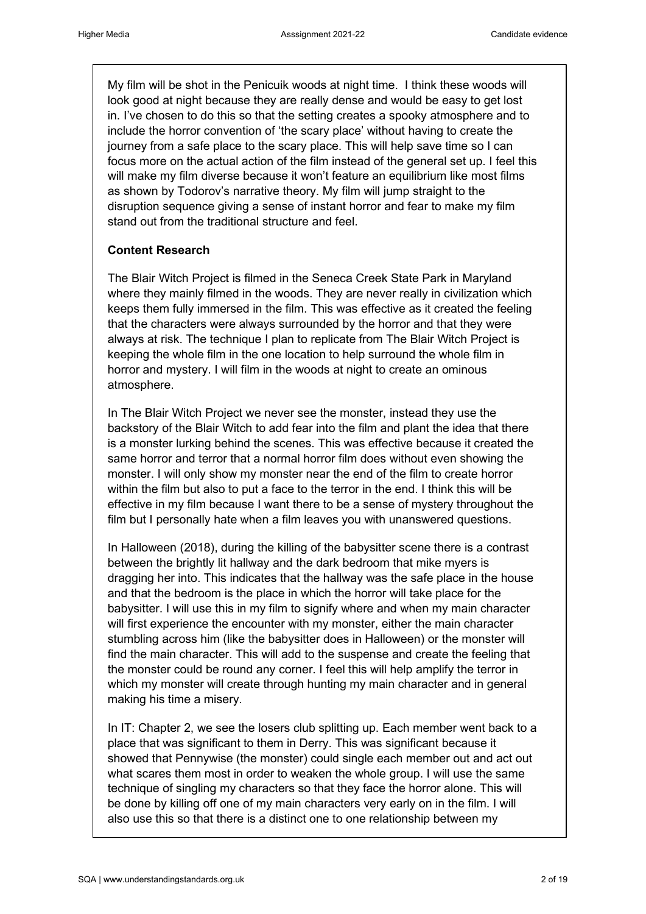My film will be shot in the Penicuik woods at night time. I think these woods will look good at night because they are really dense and would be easy to get lost in. I've chosen to do this so that the setting creates a spooky atmosphere and to include the horror convention of 'the scary place' without having to create the journey from a safe place to the scary place. This will help save time so I can focus more on the actual action of the film instead of the general set up. I feel this will make my film diverse because it won't feature an equilibrium like most films as shown by Todorov's narrative theory. My film will jump straight to the disruption sequence giving a sense of instant horror and fear to make my film stand out from the traditional structure and feel.

**Content Research**

The Blair Witch Project is filmed in the Seneca Creek State Park in Maryland where they mainly filmed in the woods. They are never really in civilization which keeps them fully immersed in the film. This was effective as it created the feeling that the characters were always surrounded by the horror and that they were always at risk. The technique I plan to replicate from The Blair Witch Project is keeping the whole film in the one location to help surround the whole film in horror and mystery. I will film in the woods at night to create an ominous atmosphere.

In The Blair Witch Project we never see the monster, instead they use the backstory of the Blair Witch to add fear into the film and plant the idea that there is a monster lurking behind the scenes. This was effective because it created the same horror and terror that a normal horror film does without even showing the monster. I will only show my monster near the end of the film to create horror within the film but also to put a face to the terror in the end. I think this will be effective in my film because I want there to be a sense of mystery throughout the film but I personally hate when a film leaves you with unanswered questions.

In Halloween (2018), during the killing of the babysitter scene there is a contrast between the brightly lit hallway and the dark bedroom that mike myers is dragging her into. This indicates that the hallway was the safe place in the house and that the bedroom is the place in which the horror will take place for the babysitter. I will use this in my film to signify where and when my main character will first experience the encounter with my monster, either the main character stumbling across him (like the babysitter does in Halloween) or the monster will find the main character. This will add to the suspense and create the feeling that the monster could be round any corner. I feel this will help amplify the terror in which my monster will create through hunting my main character and in general making his time a misery.

In IT: Chapter 2, we see the losers club splitting up. Each member went back to a place that was significant to them in Derry. This was significant because it showed that Pennywise (the monster) could single each member out and act out what scares them most in order to weaken the whole group. I will use the same technique of singling my characters so that they face the horror alone. This will be done by killing off one of my main characters very early on in the film. I will also use this so that there is a distinct one to one relationship between my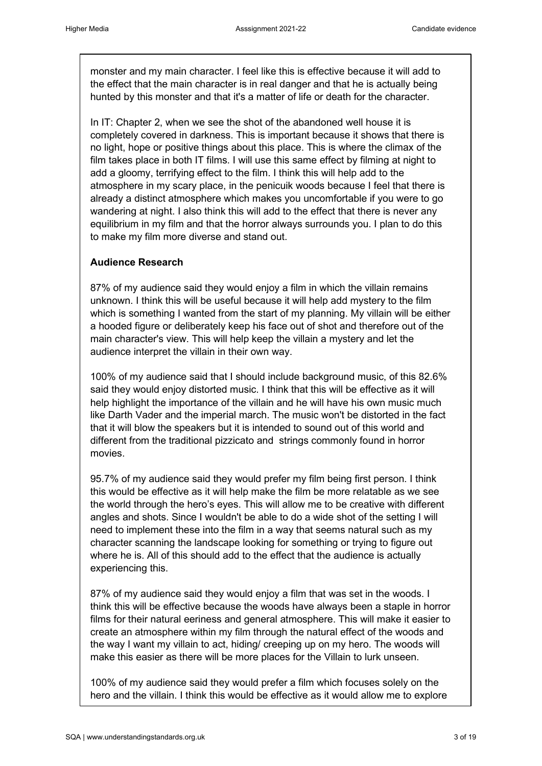monster and my main character. I feel like this is effective because it will add to the effect that the main character is in real danger and that he is actually being hunted by this monster and that it's a matter of life or death for the character.

In IT: Chapter 2, when we see the shot of the abandoned well house it is completely covered in darkness. This is important because it shows that there is no light, hope or positive things about this place. This is where the climax of the film takes place in both IT films. I will use this same effect by filming at night to add a gloomy, terrifying effect to the film. I think this will help add to the atmosphere in my scary place, in the penicuik woods because I feel that there is already a distinct atmosphere which makes you uncomfortable if you were to go wandering at night. I also think this will add to the effect that there is never any equilibrium in my film and that the horror always surrounds you. I plan to do this to make my film more diverse and stand out.

**Audience Research**

87% of my audience said they would enjoy a film in which the villain remains unknown. I think this will be useful because it will help add mystery to the film which is something I wanted from the start of my planning. My villain will be either a hooded figure or deliberately keep his face out of shot and therefore out of the main character's view. This will help keep the villain a mystery and let the audience interpret the villain in their own way.

100% of my audience said that I should include background music, of this 82.6% said they would enjoy distorted music. I think that this will be effective as it will help highlight the importance of the villain and he will have his own music much like Darth Vader and the imperial march. The music won't be distorted in the fact that it will blow the speakers but it is intended to sound out of this world and different from the traditional pizzicato and strings commonly found in horror movies.

95.7% of my audience said they would prefer my film being first person. I think this would be effective as it will help make the film be more relatable as we see the world through the hero's eyes. This will allow me to be creative with different angles and shots. Since I wouldn't be able to do a wide shot of the setting I will need to implement these into the film in a way that seems natural such as my character scanning the landscape looking for something or trying to figure out where he is. All of this should add to the effect that the audience is actually experiencing this.

87% of my audience said they would enjoy a film that was set in the woods. I think this will be effective because the woods have always been a staple in horror films for their natural eeriness and general atmosphere. This will make it easier to create an atmosphere within my film through the natural effect of the woods and the way I want my villain to act, hiding/ creeping up on my hero. The woods will make this easier as there will be more places for the Villain to lurk unseen.

100% of my audience said they would prefer a film which focuses solely on the hero and the villain. I think this would be effective as it would allow me to explore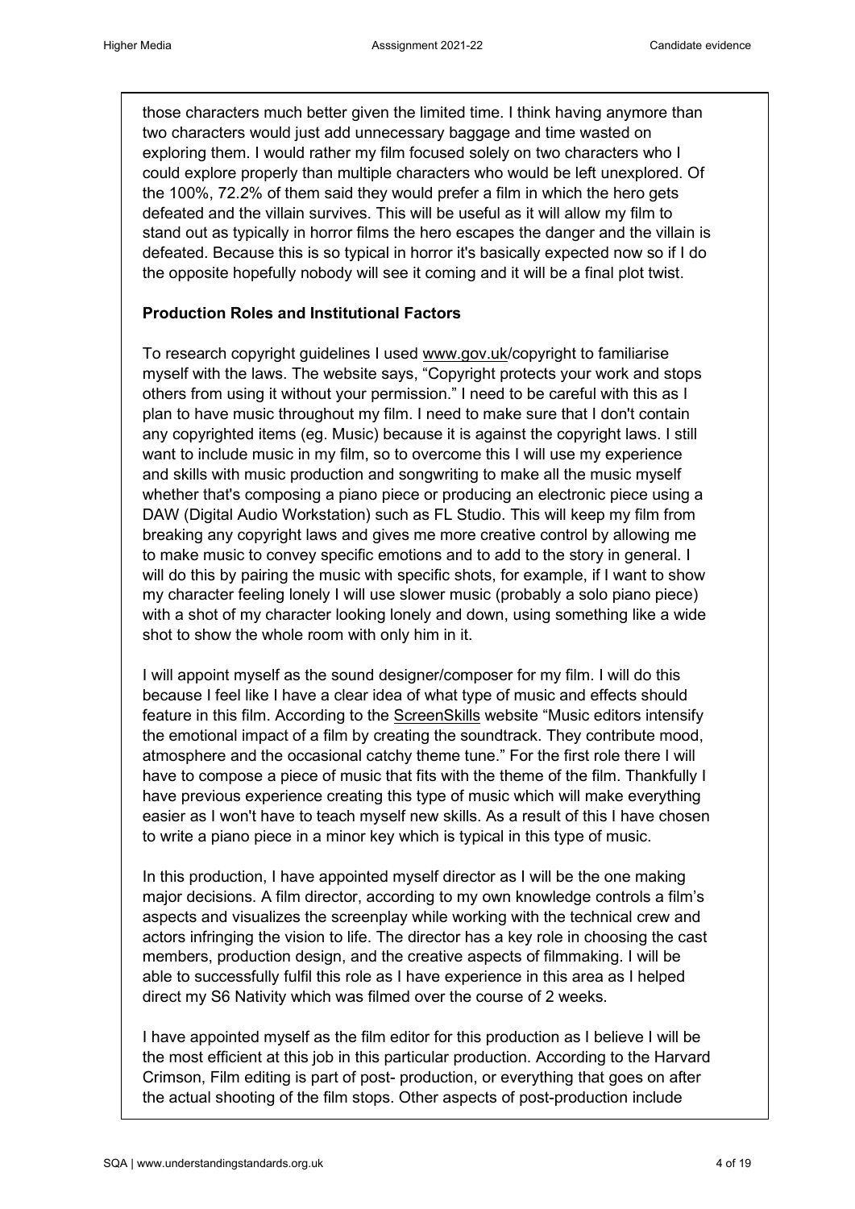those characters much better given the limited time. I think having anymore than two characters would just add unnecessary baggage and time wasted on exploring them. I would rather my film focused solely on two characters who I could explore properly than multiple characters who would be left unexplored. Of the 100%, 72.2% of them said they would prefer a film in which the hero gets defeated and the villain survives. This will be useful as it will allow my film to stand out as typically in horror films the hero escapes the danger and the villain is defeated. Because this is so typical in horror it's basically expected now so if I do the opposite hopefully nobody will see it coming and it will be a final plot twist.

**Production Roles and Institutional Factors**

To research copyright guidelines I used www.gov.uk/copyright to familiarise myself with the laws. The website says, “Copyright protects your work and stops others from using it without your permission.” I need to be careful with this as I plan to have music throughout my film. I need to make sure that I don't contain any copyrighted items (eg. Music) because it is against the copyright laws. I still want to include music in my film, so to overcome this I will use my experience and skills with music production and songwriting to make all the music myself whether that's composing a piano piece or producing an electronic piece using a DAW (Digital Audio Workstation) such as FL Studio. This will keep my film from breaking any copyright laws and gives me more creative control by allowing me to make music to convey specific emotions and to add to the story in general. I will do this by pairing the music with specific shots, for example, if I want to show my character feeling lonely I will use slower music (probably a solo piano piece) with a shot of my character looking lonely and down, using something like a wide shot to show the whole room with only him in it.

I will appoint myself as the sound designer/composer for my film. I will do this because I feel like I have a clear idea of what type of music and effects should feature in this film. According to the ScreenSkills website “Music editors intensify the emotional impact of a film by creating the soundtrack. They contribute mood, atmosphere and the occasional catchy theme tune.” For the first role there I will have to compose a piece of music that fits with the theme of the film. Thankfully I have previous experience creating this type of music which will make everything easier as I won't have to teach myself new skills. As a result of this I have chosen to write a piano piece in a minor key which is typical in this type of music.

In this production, I have appointed myself director as I will be the one making major decisions. A film director, according to my own knowledge controls a film's aspects and visualizes the screenplay while working with the technical crew and actors infringing the vision to life. The director has a key role in choosing the cast members, production design, and the creative aspects of filmmaking. I will be able to successfully fulfil this role as I have experience in this area as I helped direct my S6 Nativity which was filmed over the course of 2 weeks.

I have appointed myself as the film editor for this production as I believe I will be the most efficient at this job in this particular production. According to the Harvard Crimson, Film editing is part of post- production, or everything that goes on after the actual shooting of the film stops. Other aspects of post-production include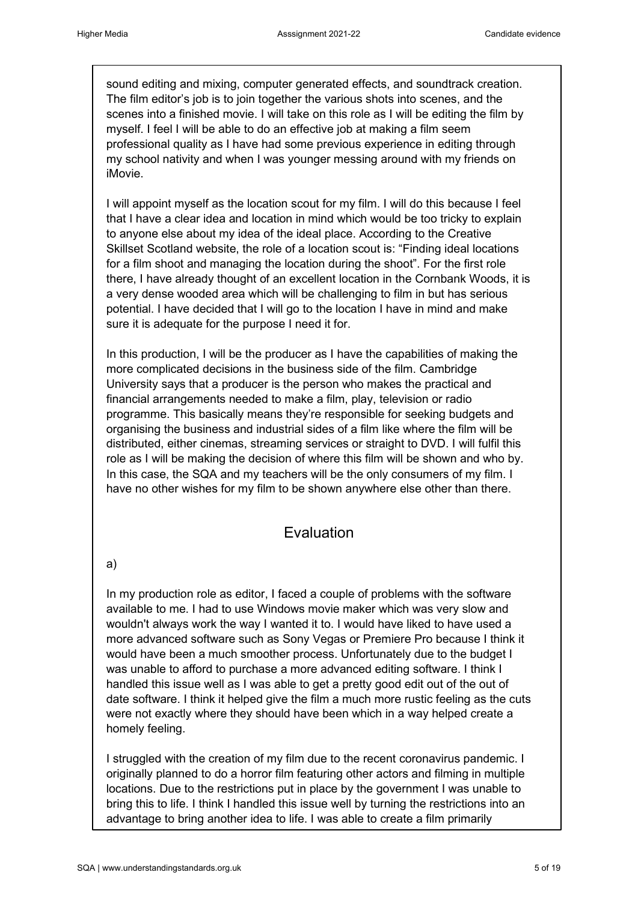sound editing and mixing, computer generated effects, and soundtrack creation. The film editor's job is to join together the various shots into scenes, and the scenes into a finished movie. I will take on this role as I will be editing the film by myself. I feel I will be able to do an effective job at making a film seem professional quality as I have had some previous experience in editing through my school nativity and when I was younger messing around with my friends on iMovie.

I will appoint myself as the location scout for my film. I will do this because I feel that I have a clear idea and location in mind which would be too tricky to explain to anyone else about my idea of the ideal place. According to the Creative Skillset Scotland website, the role of a location scout is: "Finding ideal locations for a film shoot and managing the location during the shoot". For the first role there, I have already thought of an excellent location in the Cornbank Woods, it is a very dense wooded area which will be challenging to film in but has serious potential. I have decided that I will go to the location I have in mind and make sure it is adequate for the purpose I need it for.

In this production, I will be the producer as I have the capabilities of making the more complicated decisions in the business side of the film. Cambridge University says that a producer is the person who makes the practical and financial arrangements needed to make a film, play, television or radio programme. This basically means they're responsible for seeking budgets and organising the business and industrial sides of a film like where the film will be distributed, either cinemas, streaming services or straight to DVD. I will fulfil this role as I will be making the decision of where this film will be shown and who by. In this case, the SQA and my teachers will be the only consumers of my film. I have no other wishes for my film to be shown anywhere else other than there.

## Evaluation

a)

In my production role as editor, I faced a couple of problems with the software available to me. I had to use Windows movie maker which was very slow and wouldn't always work the way I wanted it to. I would have liked to have used a more advanced software such as Sony Vegas or Premiere Pro because I think it would have been a much smoother process. Unfortunately due to the budget I was unable to afford to purchase a more advanced editing software. I think I handled this issue well as I was able to get a pretty good edit out of the out of date software. I think it helped give the film a much more rustic feeling as the cuts were not exactly where they should have been which in a way helped create a homely feeling.

I struggled with the creation of my film due to the recent coronavirus pandemic. I originally planned to do a horror film featuring other actors and filming in multiple locations. Due to the restrictions put in place by the government I was unable to bring this to life. I think I handled this issue well by turning the restrictions into an advantage to bring another idea to life. I was able to create a film primarily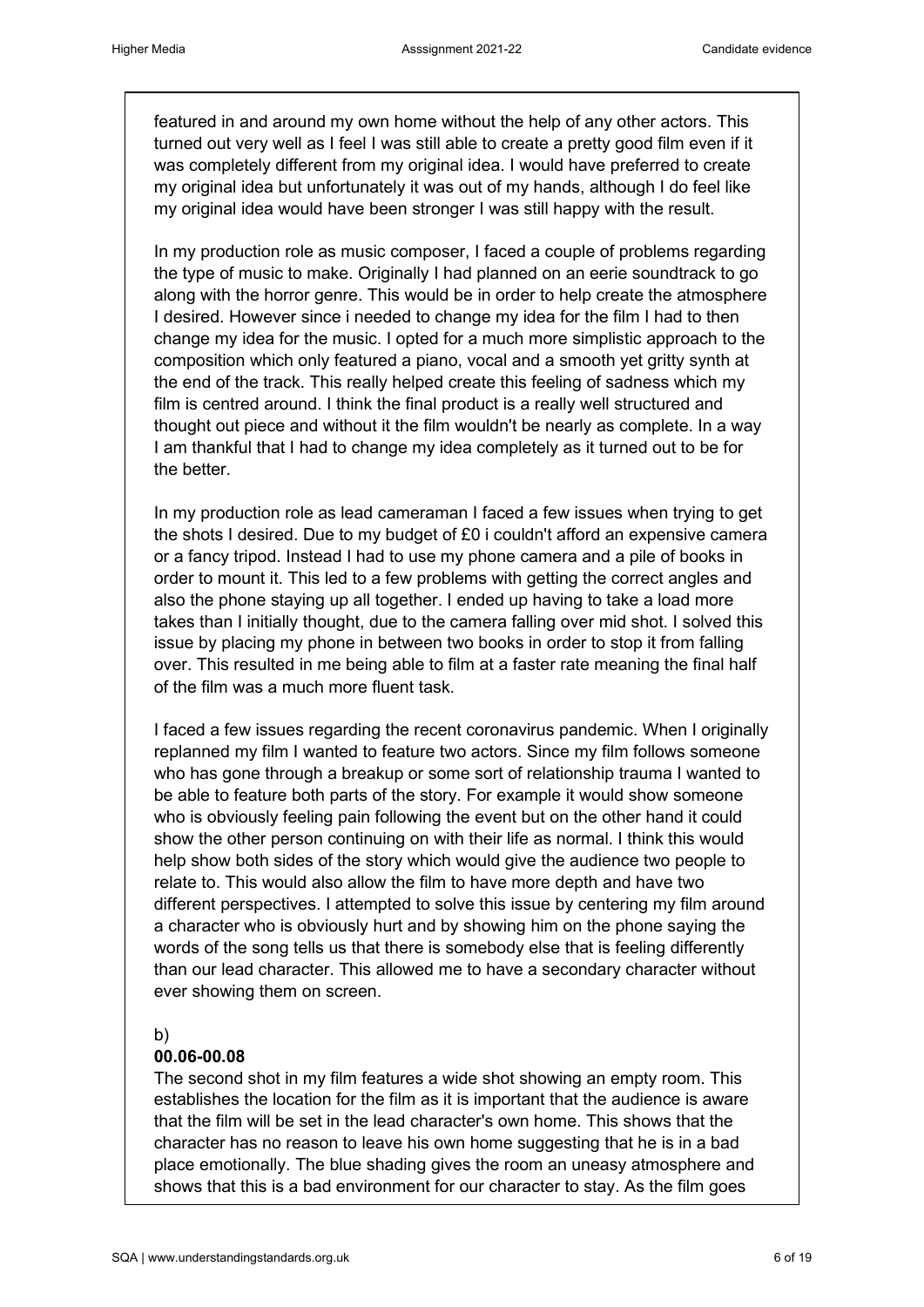featured in and around my own home without the help of any other actors. This turned out very well as I feel I was still able to create a pretty good film even if it was completely different from my original idea. I would have preferred to create my original idea but unfortunately it was out of my hands, although I do feel like my original idea would have been stronger I was still happy with the result.

In my production role as music composer, I faced a couple of problems regarding the type of music to make. Originally I had planned on an eerie soundtrack to go along with the horror genre. This would be in order to help create the atmosphere I desired. However since i needed to change my idea for the film I had to then change my idea for the music. I opted for a much more simplistic approach to the composition which only featured a piano, vocal and a smooth yet gritty synth at the end of the track. This really helped create this feeling of sadness which my film is centred around. I think the final product is a really well structured and thought out piece and without it the film wouldn't be nearly as complete. In a way I am thankful that I had to change my idea completely as it turned out to be for the better.

In my production role as lead cameraman I faced a few issues when trying to get the shots I desired. Due to my budget of £0 i couldn't afford an expensive camera or a fancy tripod. Instead I had to use my phone camera and a pile of books in order to mount it. This led to a few problems with getting the correct angles and also the phone staying up all together. I ended up having to take a load more takes than I initially thought, due to the camera falling over mid shot. I solved this issue by placing my phone in between two books in order to stop it from falling over. This resulted in me being able to film at a faster rate meaning the final half of the film was a much more fluent task.

I faced a few issues regarding the recent coronavirus pandemic. When I originally replanned my film I wanted to feature two actors. Since my film follows someone who has gone through a breakup or some sort of relationship trauma I wanted to be able to feature both parts of the story. For example it would show someone who is obviously feeling pain following the event but on the other hand it could show the other person continuing on with their life as normal. I think this would help show both sides of the story which would give the audience two people to relate to. This would also allow the film to have more depth and have two different perspectives. I attempted to solve this issue by centering my film around a character who is obviously hurt and by showing him on the phone saying the words of the song tells us that there is somebody else that is feeling differently than our lead character. This allowed me to have a secondary character without ever showing them on screen.

b)

**00.06-00.08**

The second shot in my film features a wide shot showing an empty room. This establishes the location for the film as it is important that the audience is aware that the film will be set in the lead character's own home. This shows that the character has no reason to leave his own home suggesting that he is in a bad place emotionally. The blue shading gives the room an uneasy atmosphere and shows that this is a bad environment for our character to stay. As the film goes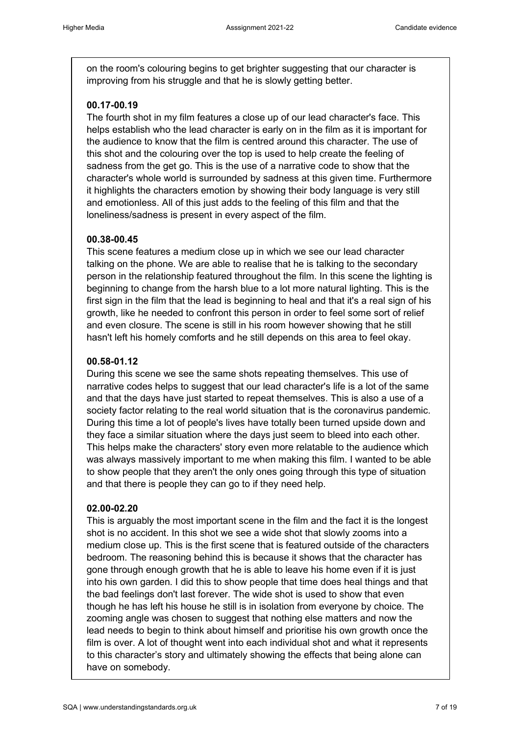on the room's colouring begins to get brighter suggesting that our character is improving from his struggle and that he is slowly getting better.

**00.17-00.19**

The fourth shot in my film features a close up of our lead character's face. This helps establish who the lead character is early on in the film as it is important for the audience to know that the film is centred around this character. The use of this shot and the colouring over the top is used to help create the feeling of sadness from the get go. This is the use of a narrative code to show that the character's whole world is surrounded by sadness at this given time. Furthermore it highlights the characters emotion by showing their body language is very still and emotionless. All of this just adds to the feeling of this film and that the loneliness/sadness is present in every aspect of the film.

**00.38-00.45**

This scene features a medium close up in which we see our lead character talking on the phone. We are able to realise that he is talking to the secondary person in the relationship featured throughout the film. In this scene the lighting is beginning to change from the harsh blue to a lot more natural lighting. This is the first sign in the film that the lead is beginning to heal and that it's a real sign of his growth, like he needed to confront this person in order to feel some sort of relief and even closure. The scene is still in his room however showing that he still hasn't left his homely comforts and he still depends on this area to feel okay.

**00.58-01.12**

During this scene we see the same shots repeating themselves. This use of narrative codes helps to suggest that our lead character's life is a lot of the same and that the days have just started to repeat themselves. This is also a use of a society factor relating to the real world situation that is the coronavirus pandemic. During this time a lot of people's lives have totally been turned upside down and they face a similar situation where the days just seem to bleed into each other. This helps make the characters' story even more relatable to the audience which was always massively important to me when making this film. I wanted to be able to show people that they aren't the only ones going through this type of situation and that there is people they can go to if they need help.

**02.00-02.20**

This is arguably the most important scene in the film and the fact it is the longest shot is no accident. In this shot we see a wide shot that slowly zooms into a medium close up. This is the first scene that is featured outside of the characters bedroom. The reasoning behind this is because it shows that the character has gone through enough growth that he is able to leave his home even if it is just into his own garden. I did this to show people that time does heal things and that the bad feelings don't last forever. The wide shot is used to show that even though he has left his house he still is in isolation from everyone by choice. The zooming angle was chosen to suggest that nothing else matters and now the lead needs to begin to think about himself and prioritise his own growth once the film is over. A lot of thought went into each individual shot and what it represents to this character's story and ultimately showing the effects that being alone can have on somebody.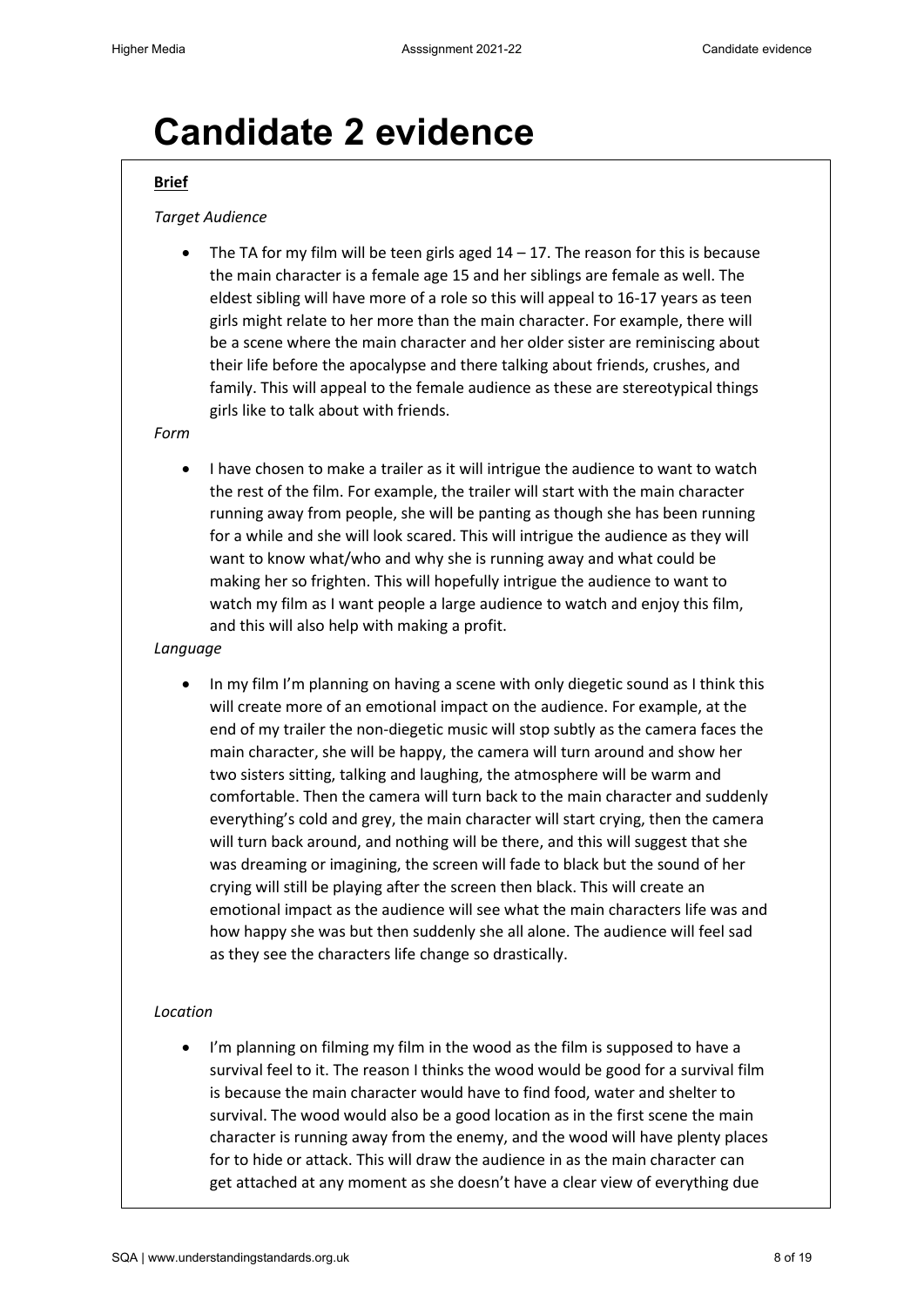# Candidate 2 evidence

**Brief**

*Target Audience*

- The TA for my film will be teen girls aged 14 – 17. The reason for this is because the main character is a female age 15 and her siblings are female as well. The eldest sibling will have more of a role so this will appeal to 16-17 years as teen girls might relate to her more than the main character. For example, there will be a scene where the main character and her older sister are reminiscing about their life before the apocalypse and there talking about friends, crushes, and family. This will appeal to the female audience as these are stereotypical things girls like to talk about with friends.

*Form*

- I have chosen to make a trailer as it will intrigue the audience to want to watch the rest of the film. For example, the trailer will start with the main character running away from people, she will be panting as though she has been running for a while and she will look scared. This will intrigue the audience as they will want to know what/who and why she is running away and what could be making her so frighten. This will hopefully intrigue the audience to want to watch my film as I want people a large audience to watch and enjoy this film, and this will also help with making a profit.

*Language*

- In my film I'm planning on having a scene with only diegetic sound as I think this will create more of an emotional impact on the audience. For example, at the end of my trailer the non-diegetic music will stop subtly as the camera faces the main character, she will be happy, the camera will turn around and show her two sisters sitting, talking and laughing, the atmosphere will be warm and comfortable. Then the camera will turn back to the main character and suddenly everything's cold and grey, the main character will start crying, then the camera will turn back around, and nothing will be there, and this will suggest that she was dreaming or imagining, the screen will fade to black but the sound of her crying will still be playing after the screen then black. This will create an emotional impact as the audience will see what the main characters life was and how happy she was but then suddenly she all alone. The audience will feel sad as they see the characters life change so drastically.

*Location*

- I'm planning on filming my film in the wood as the film is supposed to have a survival feel to it. The reason I thinks the wood would be good for a survival film is because the main character would have to find food, water and shelter to survival. The wood would also be a good location as in the first scene the main character is running away from the enemy, and the wood will have plenty places for to hide or attack. This will draw the audience in as the main character can get attached at any moment as she doesn't have a clear view of everything due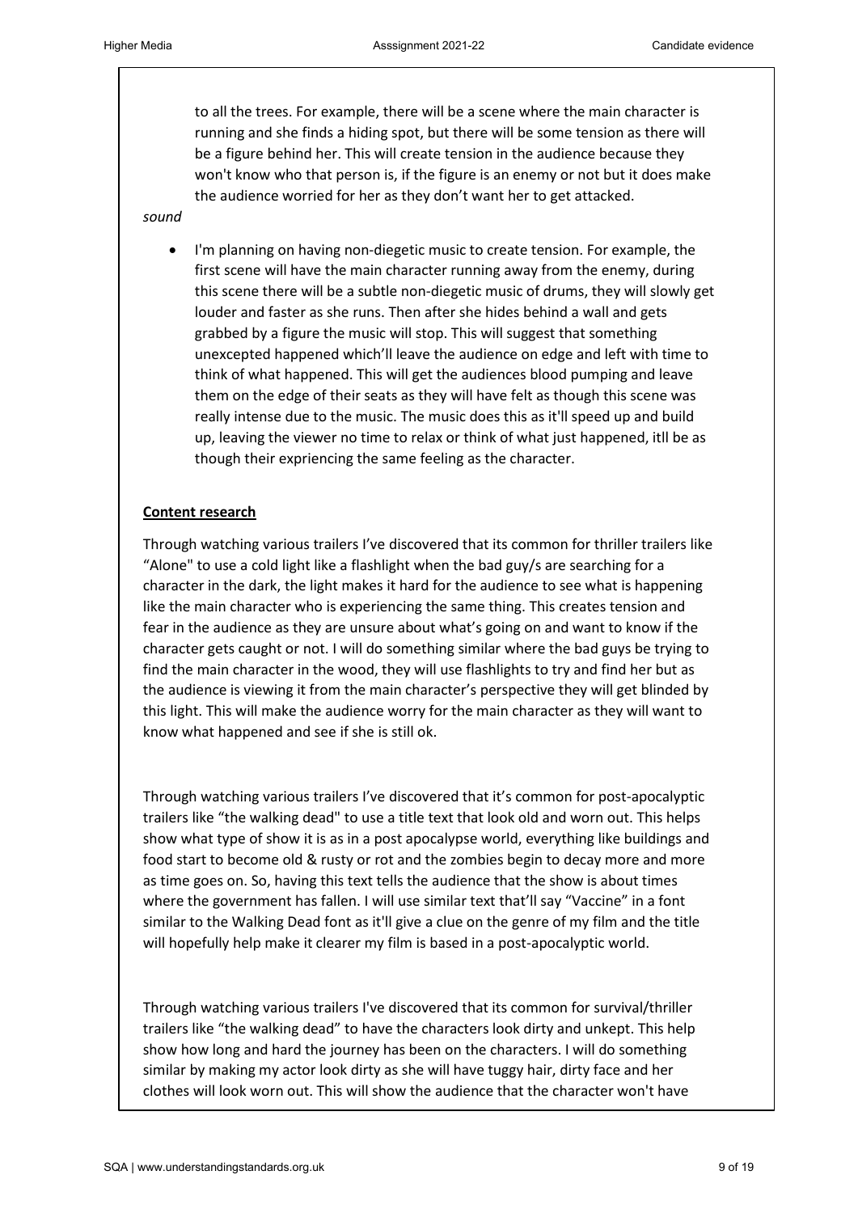to all the trees. For example, there will be a scene where the main character is running and she finds a hiding spot, but there will be some tension as there will be a figure behind her. This will create tension in the audience because they won't know who that person is, if the figure is an enemy or not but it does make the audience worried for her as they don't want her to get attacked.

*sound*

- I'm planning on having non-diegetic music to create tension. For example, the first scene will have the main character running away from the enemy, during this scene there will be a subtle non-diegetic music of drums, they will slowly get louder and faster as she runs. Then after she hides behind a wall and gets grabbed by a figure the music will stop. This will suggest that something unexcepted happened which'll leave the audience on edge and left with time to think of what happened. This will get the audiences blood pumping and leave them on the edge of their seats as they will have felt as though this scene was really intense due to the music. The music does this as it'll speed up and build up, leaving the viewer no time to relax or think of what just happened, itll be as though their expriencing the same feeling as the character.

**Content research**

Through watching various trailers I've discovered that its common for thriller trailers like "Alone" to use a cold light like a flashlight when the bad guy/s are searching for a character in the dark, the light makes it hard for the audience to see what is happening like the main character who is experiencing the same thing. This creates tension and fear in the audience as they are unsure about what's going on and want to know if the character gets caught or not. I will do something similar where the bad guys be trying to find the main character in the wood, they will use flashlights to try and find her but as the audience is viewing it from the main character's perspective they will get blinded by this light. This will make the audience worry for the main character as they will want to know what happened and see if she is still ok.

Through watching various trailers I've discovered that it's common for post-apocalyptic trailers like "the walking dead" to use a title text that look old and worn out. This helps show what type of show it is as in a post apocalypse world, everything like buildings and food start to become old & rusty or rot and the zombies begin to decay more and more as time goes on. So, having this text tells the audience that the show is about times where the government has fallen. I will use similar text that'll say "Vaccine" in a font similar to the Walking Dead font as it'll give a clue on the genre of my film and the title will hopefully help make it clearer my film is based in a post-apocalyptic world.

Through watching various trailers I've discovered that its common for survival/thriller trailers like "the walking dead" to have the characters look dirty and unkept. This help show how long and hard the journey has been on the characters. I will do something similar by making my actor look dirty as she will have tuggy hair, dirty face and her clothes will look worn out. This will show the audience that the character won't have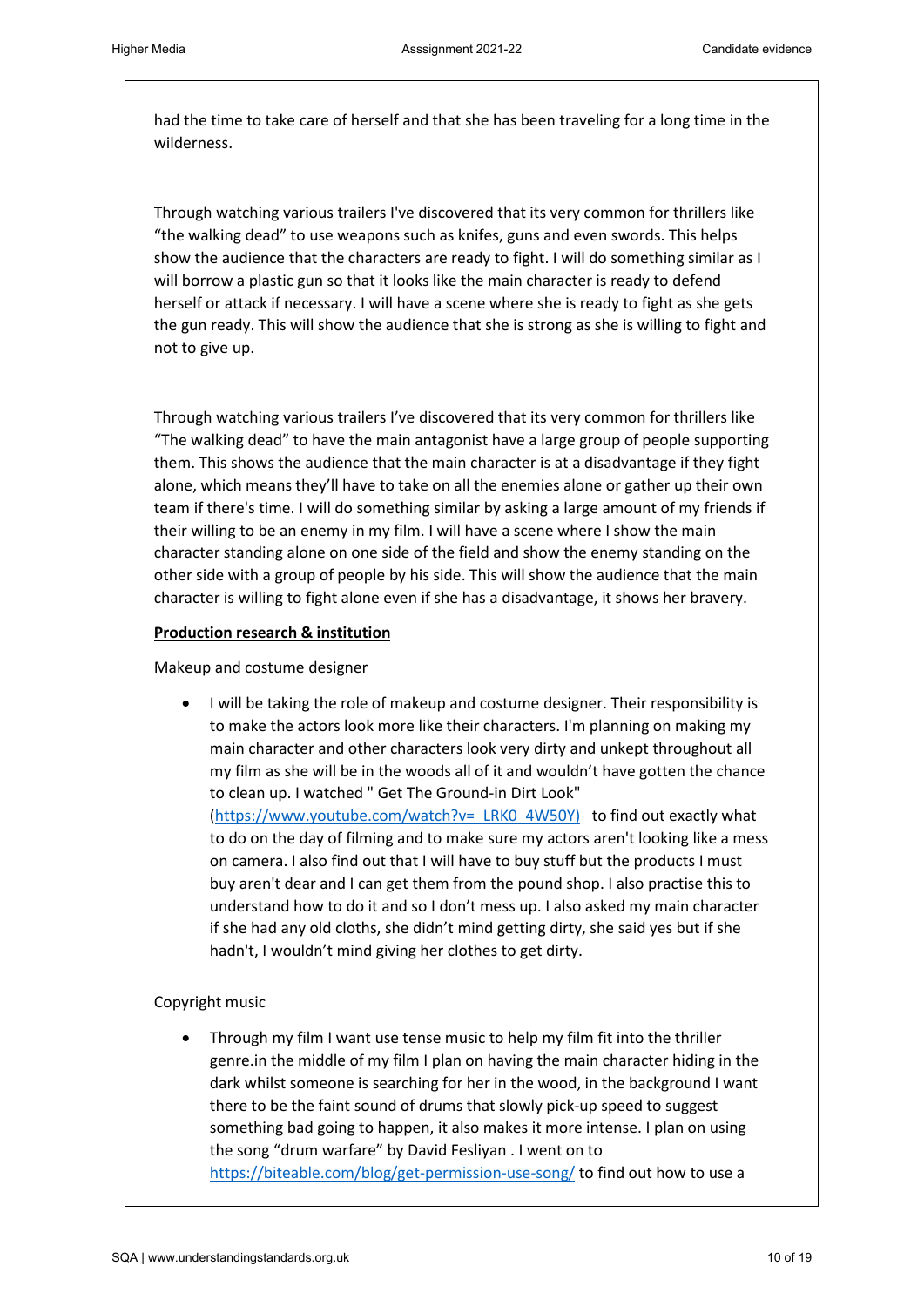had the time to take care of herself and that she has been traveling for a long time in the wilderness.

Through watching various trailers I've discovered that its very common for thrillers like "the walking dead" to use weapons such as knifes, guns and even swords. This helps show the audience that the characters are ready to fight. I will do something similar as I will borrow a plastic gun so that it looks like the main character is ready to defend herself or attack if necessary. I will have a scene where she is ready to fight as she gets the gun ready. This will show the audience that she is strong as she is willing to fight and not to give up.

Through watching various trailers I've discovered that its very common for thrillers like "The walking dead" to have the main antagonist have a large group of people supporting them. This shows the audience that the main character is at a disadvantage if they fight alone, which means they'll have to take on all the enemies alone or gather up their own team if there's time. I will do something similar by asking a large amount of my friends if their willing to be an enemy in my film. I will have a scene where I show the main character standing alone on one side of the field and show the enemy standing on the other side with a group of people by his side. This will show the audience that the main character is willing to fight alone even if she has a disadvantage, it shows her bravery.

**Production research & institution**

Makeup and costume designer

- I will be taking the role of makeup and costume designer. Their responsibility is to make the actors look more like their characters. I'm planning on making my main character and other characters look very dirty and unkept throughout all my film as she will be in the woods all of it and wouldn't have gotten the chance to clean up. I watched " Get The Ground-in Dirt Look" (https://www.youtube.com/watch?v=_LRK0_4W50Y) to find out exactly what to do on the day of filming and to make sure my actors aren't looking like a mess on camera. I also find out that I will have to buy stuff but the products I must buy aren't dear and I can get them from the pound shop. I also practise this to understand how to do it and so I don't mess up. I also asked my main character if she had any old cloths, she didn't mind getting dirty, she said yes but if she hadn't, I wouldn't mind giving her clothes to get dirty.

Copyright music

- Through my film I want use tense music to help my film fit into the thriller genre.in the middle of my film I plan on having the main character hiding in the dark whilst someone is searching for her in the wood, in the background I want there to be the faint sound of drums that slowly pick-up speed to suggest something bad going to happen, it also makes it more intense. I plan on using the song "drum warfare" by David Fesliyan . I went on to https://biteable.com/blog/get-permission-use-song/ to find out how to use a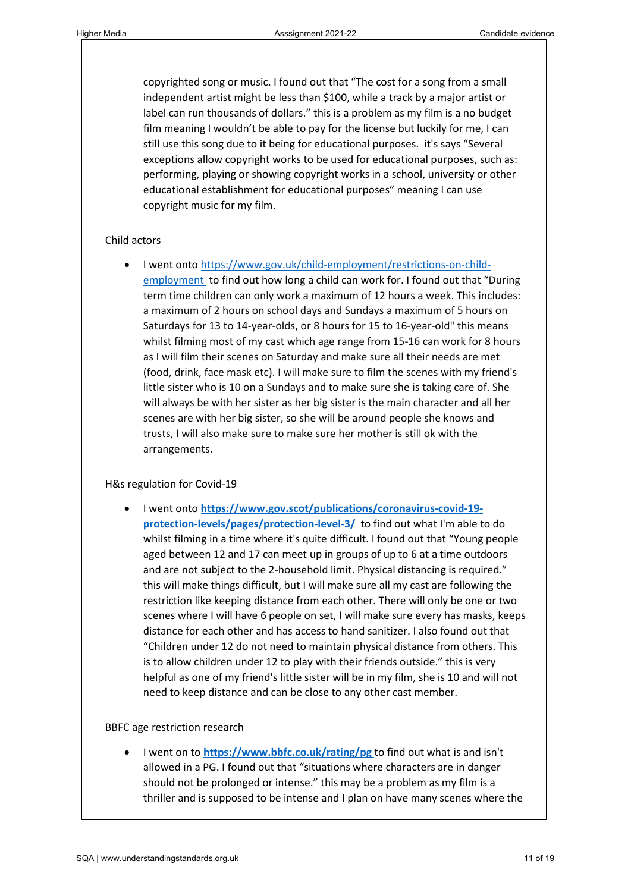copyrighted song or music. I found out that "The cost for a song from a small independent artist might be less than $100, while a track by a major artist or label can run thousands of dollars." this is a problem as my film is a no budget film meaning I wouldn't be able to pay for the license but luckily for me, I can still use this song due to it being for educational purposes. it's says "Several exceptions allow copyright works to be used for educational purposes, such as: performing, playing or showing copyright works in a school, university or other educational establishment for educational purposes" meaning I can use copyright music for my film.

Child actors

- I went onto [https://www.gov.uk/child-employment/restrictions-on-child-employment](https://www.gov.uk/child-employment/restrictions-on-child-employment) to find out how long a child can work for. I found out that "During term time children can only work a maximum of 12 hours a week. This includes: a maximum of 2 hours on school days and Sundays a maximum of 5 hours on Saturdays for 13 to 14-year-olds, or 8 hours for 15 to 16-year-old" this means whilst filming most of my cast which age range from 15-16 can work for 8 hours as I will film their scenes on Saturday and make sure all their needs are met (food, drink, face mask etc). I will make sure to film the scenes with my friend's little sister who is 10 on a Sundays and to make sure she is taking care of. She will always be with her sister as her big sister is the main character and all her scenes are with her big sister, so she will be around people she knows and trusts, I will also make sure to make sure her mother is still ok with the arrangements.

H&s regulation for Covid-19

- I went onto **[https://www.gov.scot/publications/coronavirus-covid-19-protection-levels/pages/protection-level-3/](https://www.gov.scot/publications/coronavirus-covid-19-protection-levels/pages/protection-level-3/)** to find out what I'm able to do whilst filming in a time where it's quite difficult. I found out that "Young people aged between 12 and 17 can meet up in groups of up to 6 at a time outdoors and are not subject to the 2-household limit. Physical distancing is required." this will make things difficult, but I will make sure all my cast are following the restriction like keeping distance from each other. There will only be one or two scenes where I will have 6 people on set, I will make sure every has masks, keeps distance for each other and has access to hand sanitizer. I also found out that "Children under 12 do not need to maintain physical distance from others. This is to allow children under 12 to play with their friends outside." this is very helpful as one of my friend's little sister will be in my film, she is 10 and will not need to keep distance and can be close to any other cast member.

BBFC age restriction research

- I went on to **[https://www.bbfc.co.uk/rating/pg](https://www.bbfc.co.uk/rating/pg)** to find out what is and isn't allowed in a PG. I found out that "situations where characters are in danger should not be prolonged or intense." this may be a problem as my film is a thriller and is supposed to be intense and I plan on have many scenes where the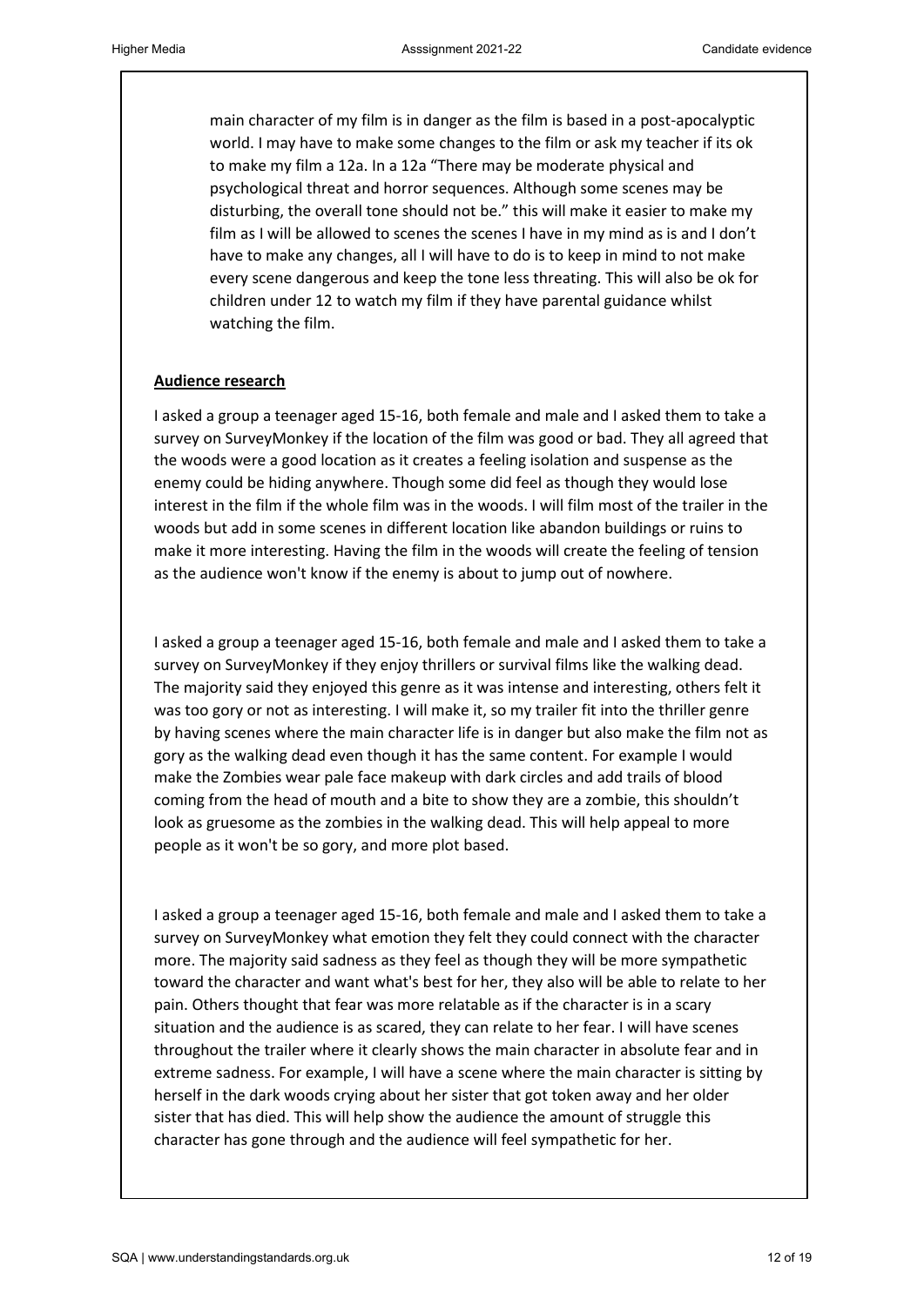main character of my film is in danger as the film is based in a post-apocalyptic world. I may have to make some changes to the film or ask my teacher if its ok to make my film a 12a. In a 12a "There may be moderate physical and psychological threat and horror sequences. Although some scenes may be disturbing, the overall tone should not be." this will make it easier to make my film as I will be allowed to scenes the scenes I have in my mind as is and I don't have to make any changes, all I will have to do is to keep in mind to not make every scene dangerous and keep the tone less threating. This will also be ok for children under 12 to watch my film if they have parental guidance whilst watching the film.

**Audience research**

I asked a group a teenager aged 15-16, both female and male and I asked them to take a survey on SurveyMonkey if the location of the film was good or bad. They all agreed that the woods were a good location as it creates a feeling isolation and suspense as the enemy could be hiding anywhere. Though some did feel as though they would lose interest in the film if the whole film was in the woods. I will film most of the trailer in the woods but add in some scenes in different location like abandon buildings or ruins to make it more interesting. Having the film in the woods will create the feeling of tension as the audience won't know if the enemy is about to jump out of nowhere.

I asked a group a teenager aged 15-16, both female and male and I asked them to take a survey on SurveyMonkey if they enjoy thrillers or survival films like the walking dead. The majority said they enjoyed this genre as it was intense and interesting, others felt it was too gory or not as interesting. I will make it, so my trailer fit into the thriller genre by having scenes where the main character life is in danger but also make the film not as gory as the walking dead even though it has the same content. For example I would make the Zombies wear pale face makeup with dark circles and add trails of blood coming from the head of mouth and a bite to show they are a zombie, this shouldn't look as gruesome as the zombies in the walking dead. This will help appeal to more people as it won't be so gory, and more plot based.

I asked a group a teenager aged 15-16, both female and male and I asked them to take a survey on SurveyMonkey what emotion they felt they could connect with the character more. The majority said sadness as they feel as though they will be more sympathetic toward the character and want what's best for her, they also will be able to relate to her pain. Others thought that fear was more relatable as if the character is in a scary situation and the audience is as scared, they can relate to her fear. I will have scenes throughout the trailer where it clearly shows the main character in absolute fear and in extreme sadness. For example, I will have a scene where the main character is sitting by herself in the dark woods crying about her sister that got token away and her older sister that has died. This will help show the audience the amount of struggle this character has gone through and the audience will feel sympathetic for her.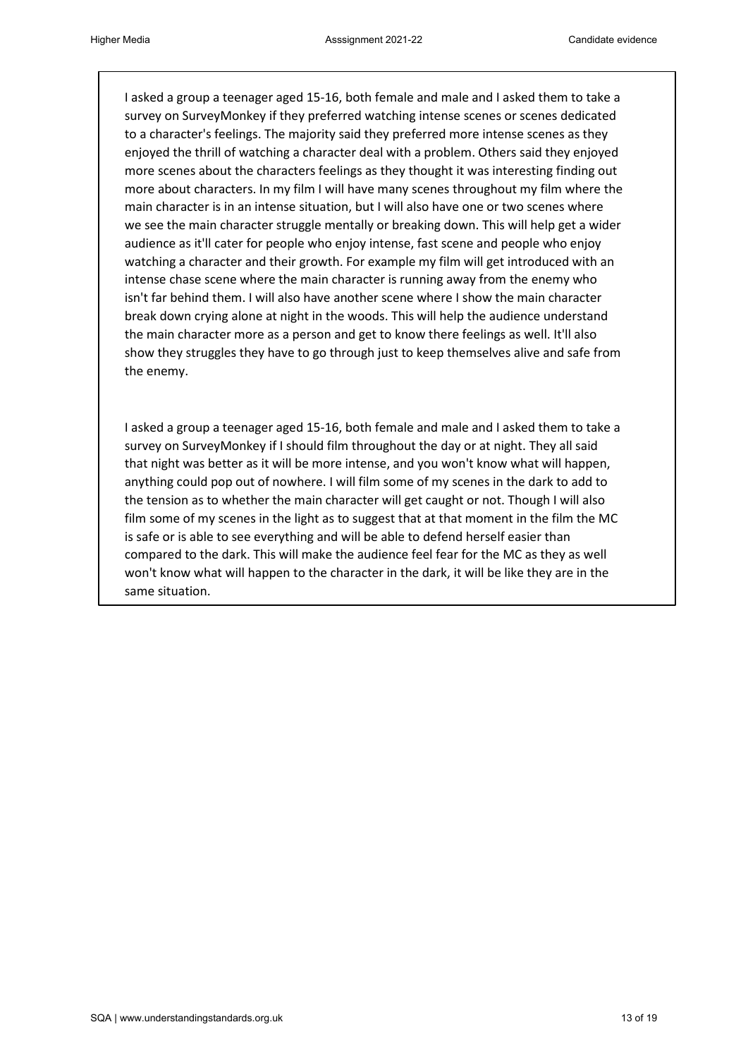I asked a group a teenager aged 15-16, both female and male and I asked them to take a survey on SurveyMonkey if they preferred watching intense scenes or scenes dedicated to a character's feelings. The majority said they preferred more intense scenes as they enjoyed the thrill of watching a character deal with a problem. Others said they enjoyed more scenes about the characters feelings as they thought it was interesting finding out more about characters. In my film I will have many scenes throughout my film where the main character is in an intense situation, but I will also have one or two scenes where we see the main character struggle mentally or breaking down. This will help get a wider audience as it'll cater for people who enjoy intense, fast scene and people who enjoy watching a character and their growth. For example my film will get introduced with an intense chase scene where the main character is running away from the enemy who isn't far behind them. I will also have another scene where I show the main character break down crying alone at night in the woods. This will help the audience understand the main character more as a person and get to know there feelings as well. It'll also show they struggles they have to go through just to keep themselves alive and safe from the enemy.

I asked a group a teenager aged 15-16, both female and male and I asked them to take a survey on SurveyMonkey if I should film throughout the day or at night. They all said that night was better as it will be more intense, and you won't know what will happen, anything could pop out of nowhere. I will film some of my scenes in the dark to add to the tension as to whether the main character will get caught or not. Though I will also film some of my scenes in the light as to suggest that at that moment in the film the MC is safe or is able to see everything and will be able to defend herself easier than compared to the dark. This will make the audience feel fear for the MC as they as well won't know what will happen to the character in the dark, it will be like they are in the same situation.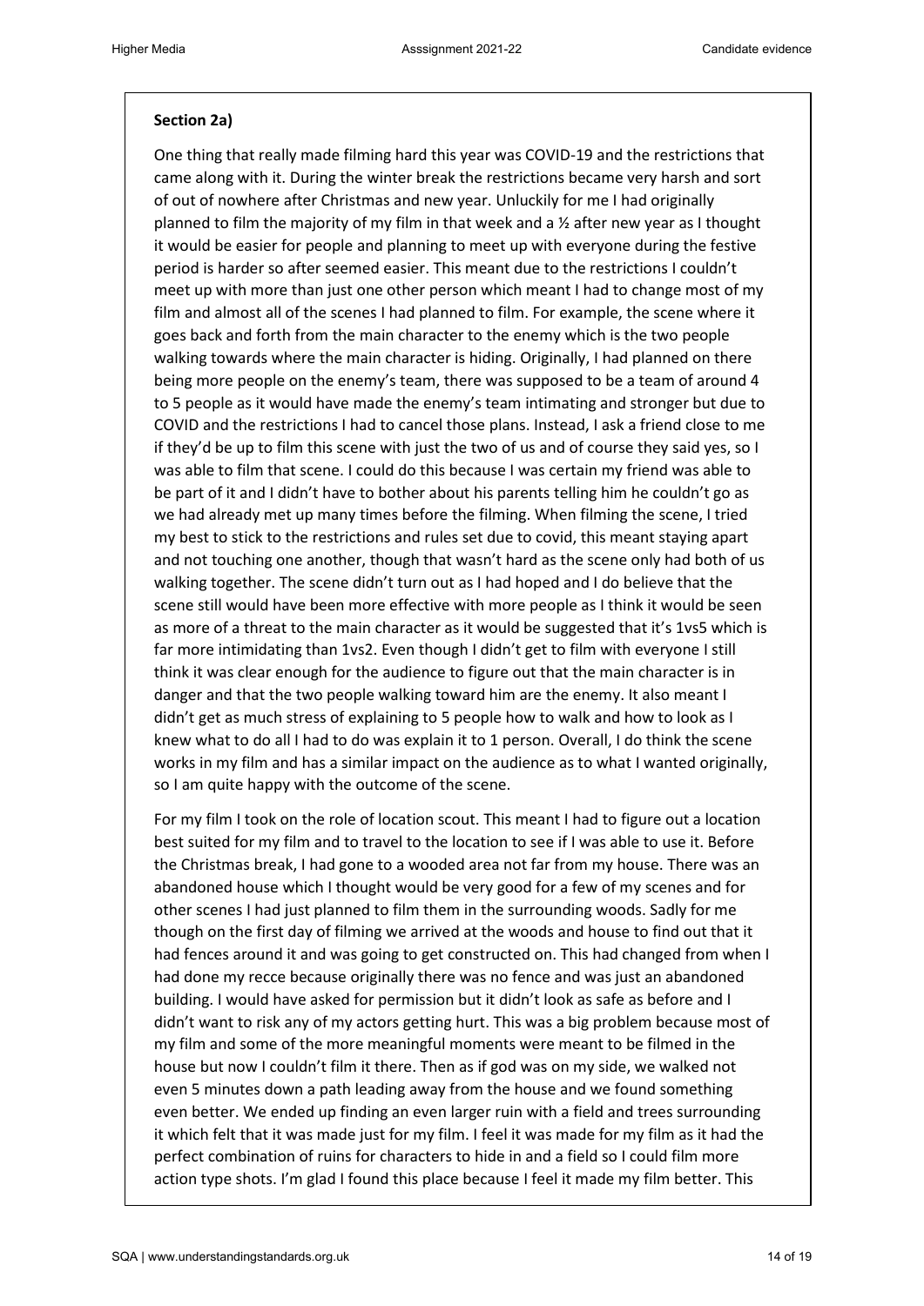**Section 2a)**

One thing that really made filming hard this year was COVID-19 and the restrictions that came along with it. During the winter break the restrictions became very harsh and sort of out of nowhere after Christmas and new year. Unluckily for me I had originally planned to film the majority of my film in that week and a ½ after new year as I thought it would be easier for people and planning to meet up with everyone during the festive period is harder so after seemed easier. This meant due to the restrictions I couldn't meet up with more than just one other person which meant I had to change most of my film and almost all of the scenes I had planned to film. For example, the scene where it goes back and forth from the main character to the enemy which is the two people walking towards where the main character is hiding. Originally, I had planned on there being more people on the enemy's team, there was supposed to be a team of around 4 to 5 people as it would have made the enemy's team intimating and stronger but due to COVID and the restrictions I had to cancel those plans. Instead, I ask a friend close to me if they'd be up to film this scene with just the two of us and of course they said yes, so I was able to film that scene. I could do this because I was certain my friend was able to be part of it and I didn't have to bother about his parents telling him he couldn't go as we had already met up many times before the filming. When filming the scene, I tried my best to stick to the restrictions and rules set due to covid, this meant staying apart and not touching one another, though that wasn't hard as the scene only had both of us walking together. The scene didn't turn out as I had hoped and I do believe that the scene still would have been more effective with more people as I think it would be seen as more of a threat to the main character as it would be suggested that it's 1vs5 which is far more intimidating than 1vs2. Even though I didn't get to film with everyone I still think it was clear enough for the audience to figure out that the main character is in danger and that the two people walking toward him are the enemy. It also meant I didn't get as much stress of explaining to 5 people how to walk and how to look as I knew what to do all I had to do was explain it to 1 person. Overall, I do think the scene works in my film and has a similar impact on the audience as to what I wanted originally, so I am quite happy with the outcome of the scene.

For my film I took on the role of location scout. This meant I had to figure out a location best suited for my film and to travel to the location to see if I was able to use it. Before the Christmas break, I had gone to a wooded area not far from my house. There was an abandoned house which I thought would be very good for a few of my scenes and for other scenes I had just planned to film them in the surrounding woods. Sadly for me though on the first day of filming we arrived at the woods and house to find out that it had fences around it and was going to get constructed on. This had changed from when I had done my recce because originally there was no fence and was just an abandoned building. I would have asked for permission but it didn't look as safe as before and I didn't want to risk any of my actors getting hurt. This was a big problem because most of my film and some of the more meaningful moments were meant to be filmed in the house but now I couldn't film it there. Then as if god was on my side, we walked not even 5 minutes down a path leading away from the house and we found something even better. We ended up finding an even larger ruin with a field and trees surrounding it which felt that it was made just for my film. I feel it was made for my film as it had the perfect combination of ruins for characters to hide in and a field so I could film more action type shots. I'm glad I found this place because I feel it made my film better. This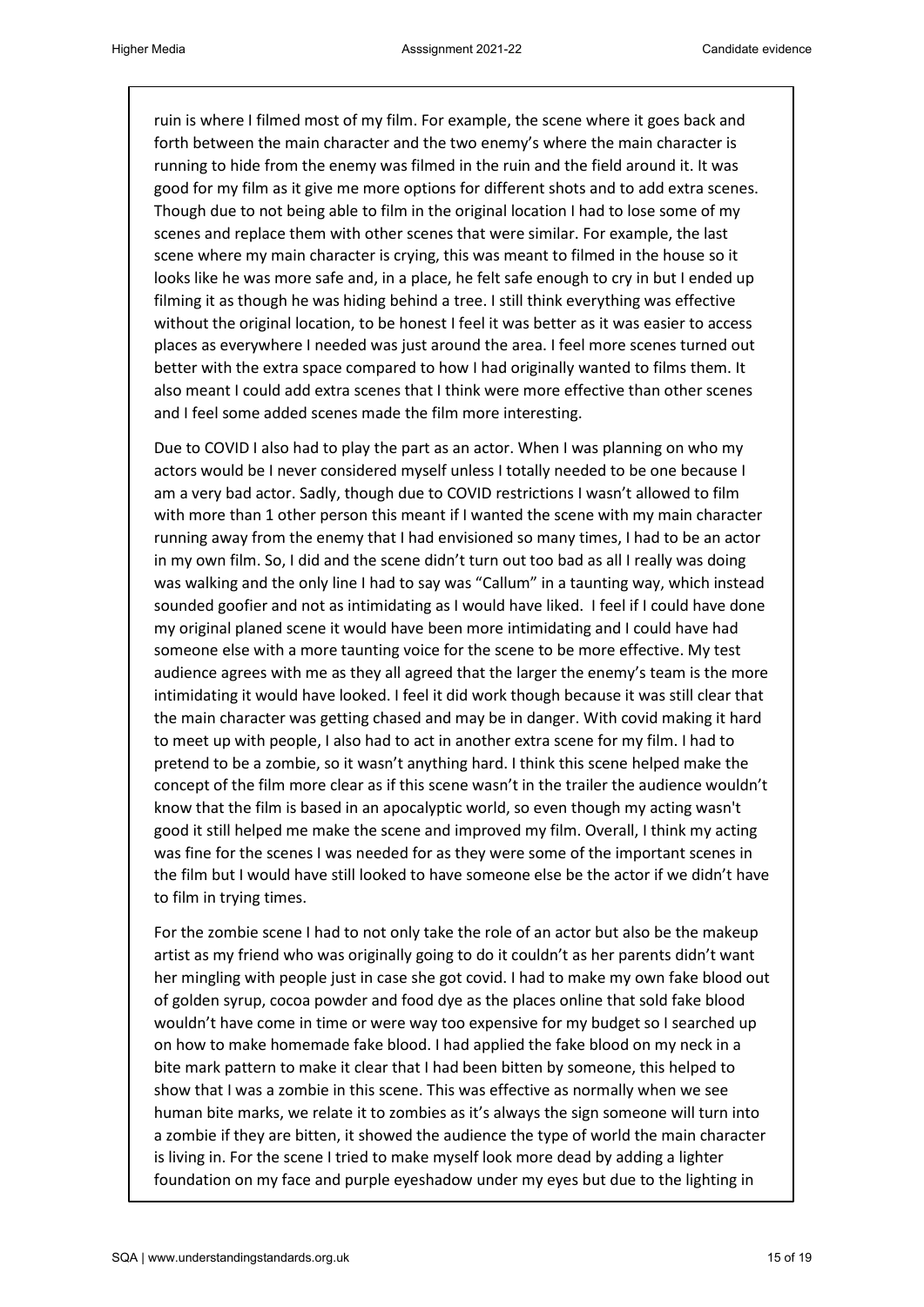ruin is where I filmed most of my film. For example, the scene where it goes back and forth between the main character and the two enemy's where the main character is running to hide from the enemy was filmed in the ruin and the field around it. It was good for my film as it give me more options for different shots and to add extra scenes. Though due to not being able to film in the original location I had to lose some of my scenes and replace them with other scenes that were similar. For example, the last scene where my main character is crying, this was meant to filmed in the house so it looks like he was more safe and, in a place, he felt safe enough to cry in but I ended up filming it as though he was hiding behind a tree. I still think everything was effective without the original location, to be honest I feel it was better as it was easier to access places as everywhere I needed was just around the area. I feel more scenes turned out better with the extra space compared to how I had originally wanted to films them. It also meant I could add extra scenes that I think were more effective than other scenes and I feel some added scenes made the film more interesting.

Due to COVID I also had to play the part as an actor. When I was planning on who my actors would be I never considered myself unless I totally needed to be one because I am a very bad actor. Sadly, though due to COVID restrictions I wasn't allowed to film with more than 1 other person this meant if I wanted the scene with my main character running away from the enemy that I had envisioned so many times, I had to be an actor in my own film. So, I did and the scene didn't turn out too bad as all I really was doing was walking and the only line I had to say was "Callum" in a taunting way, which instead sounded goofier and not as intimidating as I would have liked. I feel if I could have done my original planed scene it would have been more intimidating and I could have had someone else with a more taunting voice for the scene to be more effective. My test audience agrees with me as they all agreed that the larger the enemy's team is the more intimidating it would have looked. I feel it did work though because it was still clear that the main character was getting chased and may be in danger. With covid making it hard to meet up with people, I also had to act in another extra scene for my film. I had to pretend to be a zombie, so it wasn't anything hard. I think this scene helped make the concept of the film more clear as if this scene wasn't in the trailer the audience wouldn't know that the film is based in an apocalyptic world, so even though my acting wasn't good it still helped me make the scene and improved my film. Overall, I think my acting was fine for the scenes I was needed for as they were some of the important scenes in the film but I would have still looked to have someone else be the actor if we didn't have to film in trying times.

For the zombie scene I had to not only take the role of an actor but also be the makeup artist as my friend who was originally going to do it couldn't as her parents didn't want her mingling with people just in case she got covid. I had to make my own fake blood out of golden syrup, cocoa powder and food dye as the places online that sold fake blood wouldn't have come in time or were way too expensive for my budget so I searched up on how to make homemade fake blood. I had applied the fake blood on my neck in a bite mark pattern to make it clear that I had been bitten by someone, this helped to show that I was a zombie in this scene. This was effective as normally when we see human bite marks, we relate it to zombies as it's always the sign someone will turn into a zombie if they are bitten, it showed the audience the type of world the main character is living in. For the scene I tried to make myself look more dead by adding a lighter foundation on my face and purple eyeshadow under my eyes but due to the lighting in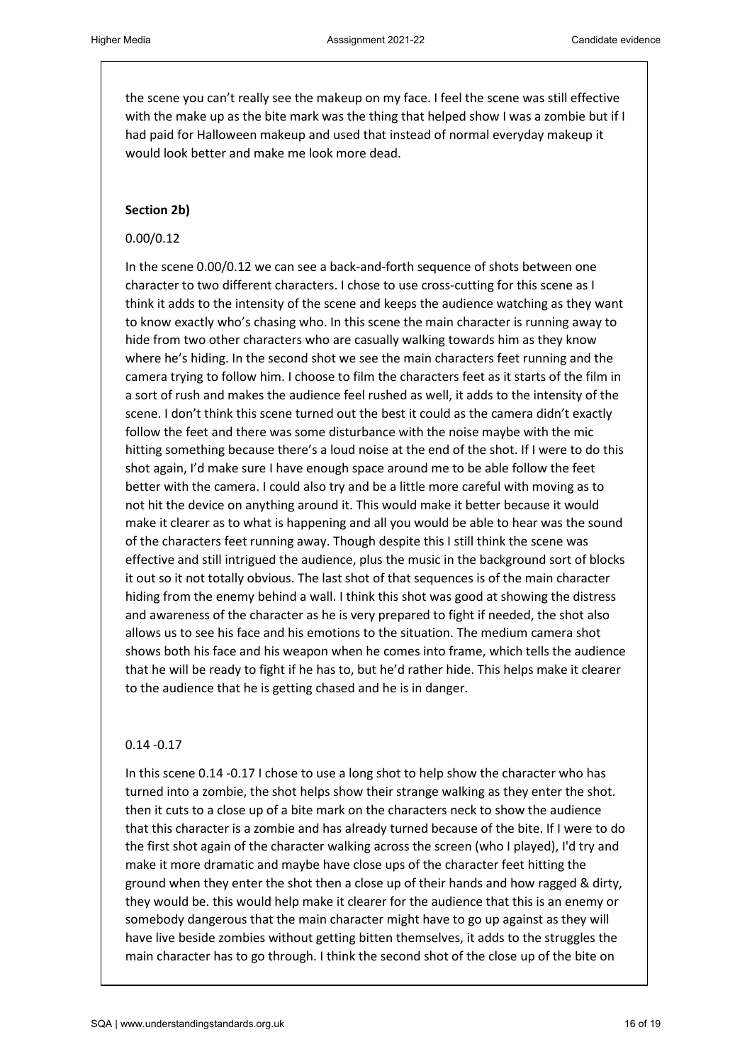the scene you can't really see the makeup on my face. I feel the scene was still effective with the make up as the bite mark was the thing that helped show I was a zombie but if I had paid for Halloween makeup and used that instead of normal everyday makeup it would look better and make me look more dead.

**Section 2b)**

0.00/0.12

In the scene 0.00/0.12 we can see a back-and-forth sequence of shots between one character to two different characters. I chose to use cross-cutting for this scene as I think it adds to the intensity of the scene and keeps the audience watching as they want to know exactly who's chasing who. In this scene the main character is running away to hide from two other characters who are casually walking towards him as they know where he's hiding. In the second shot we see the main characters feet running and the camera trying to follow him. I choose to film the characters feet as it starts of the film in a sort of rush and makes the audience feel rushed as well, it adds to the intensity of the scene. I don't think this scene turned out the best it could as the camera didn't exactly follow the feet and there was some disturbance with the noise maybe with the mic hitting something because there's a loud noise at the end of the shot. If I were to do this shot again, I'd make sure I have enough space around me to be able follow the feet better with the camera. I could also try and be a little more careful with moving as to not hit the device on anything around it. This would make it better because it would make it clearer as to what is happening and all you would be able to hear was the sound of the characters feet running away. Though despite this I still think the scene was effective and still intrigued the audience, plus the music in the background sort of blocks it out so it not totally obvious. The last shot of that sequences is of the main character hiding from the enemy behind a wall. I think this shot was good at showing the distress and awareness of the character as he is very prepared to fight if needed, the shot also allows us to see his face and his emotions to the situation. The medium camera shot shows both his face and his weapon when he comes into frame, which tells the audience that he will be ready to fight if he has to, but he'd rather hide. This helps make it clearer to the audience that he is getting chased and he is in danger.

0.14 -0.17

In this scene 0.14 -0.17 I chose to use a long shot to help show the character who has turned into a zombie, the shot helps show their strange walking as they enter the shot. then it cuts to a close up of a bite mark on the characters neck to show the audience that this character is a zombie and has already turned because of the bite. If I were to do the first shot again of the character walking across the screen (who I played), I'd try and make it more dramatic and maybe have close ups of the character feet hitting the ground when they enter the shot then a close up of their hands and how ragged & dirty, they would be. this would help make it clearer for the audience that this is an enemy or somebody dangerous that the main character might have to go up against as they will have live beside zombies without getting bitten themselves, it adds to the struggles the main character has to go through. I think the second shot of the close up of the bite on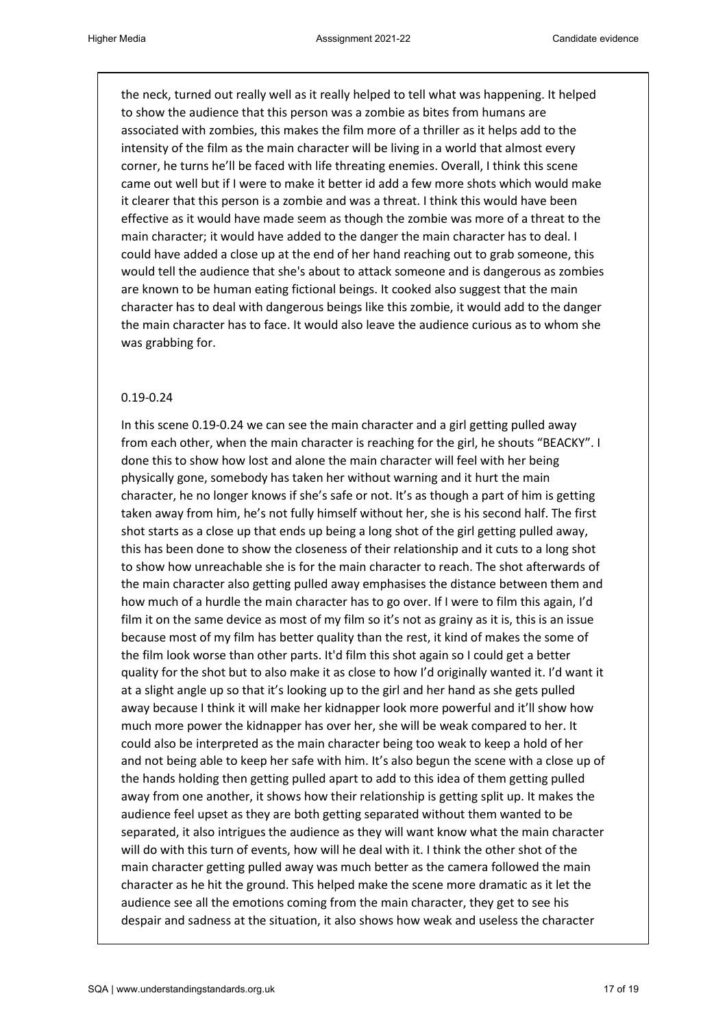the neck, turned out really well as it really helped to tell what was happening. It helped to show the audience that this person was a zombie as bites from humans are associated with zombies, this makes the film more of a thriller as it helps add to the intensity of the film as the main character will be living in a world that almost every corner, he turns he'll be faced with life threating enemies. Overall, I think this scene came out well but if I were to make it better id add a few more shots which would make it clearer that this person is a zombie and was a threat. I think this would have been effective as it would have made seem as though the zombie was more of a threat to the main character; it would have added to the danger the main character has to deal. I could have added a close up at the end of her hand reaching out to grab someone, this would tell the audience that she's about to attack someone and is dangerous as zombies are known to be human eating fictional beings. It cooked also suggest that the main character has to deal with dangerous beings like this zombie, it would add to the danger the main character has to face. It would also leave the audience curious as to whom she was grabbing for.

0.19-0.24

In this scene 0.19-0.24 we can see the main character and a girl getting pulled away from each other, when the main character is reaching for the girl, he shouts "BEACKY". I done this to show how lost and alone the main character will feel with her being physically gone, somebody has taken her without warning and it hurt the main character, he no longer knows if she's safe or not. It's as though a part of him is getting taken away from him, he's not fully himself without her, she is his second half. The first shot starts as a close up that ends up being a long shot of the girl getting pulled away, this has been done to show the closeness of their relationship and it cuts to a long shot to show how unreachable she is for the main character to reach. The shot afterwards of the main character also getting pulled away emphasises the distance between them and how much of a hurdle the main character has to go over. If I were to film this again, I'd film it on the same device as most of my film so it's not as grainy as it is, this is an issue because most of my film has better quality than the rest, it kind of makes the some of the film look worse than other parts. It'd film this shot again so I could get a better quality for the shot but to also make it as close to how I'd originally wanted it. I'd want it at a slight angle up so that it's looking up to the girl and her hand as she gets pulled away because I think it will make her kidnapper look more powerful and it'll show how much more power the kidnapper has over her, she will be weak compared to her. It could also be interpreted as the main character being too weak to keep a hold of her and not being able to keep her safe with him. It's also begun the scene with a close up of the hands holding then getting pulled apart to add to this idea of them getting pulled away from one another, it shows how their relationship is getting split up. It makes the audience feel upset as they are both getting separated without them wanted to be separated, it also intrigues the audience as they will want know what the main character will do with this turn of events, how will he deal with it. I think the other shot of the main character getting pulled away was much better as the camera followed the main character as he hit the ground. This helped make the scene more dramatic as it let the audience see all the emotions coming from the main character, they get to see his despair and sadness at the situation, it also shows how weak and useless the character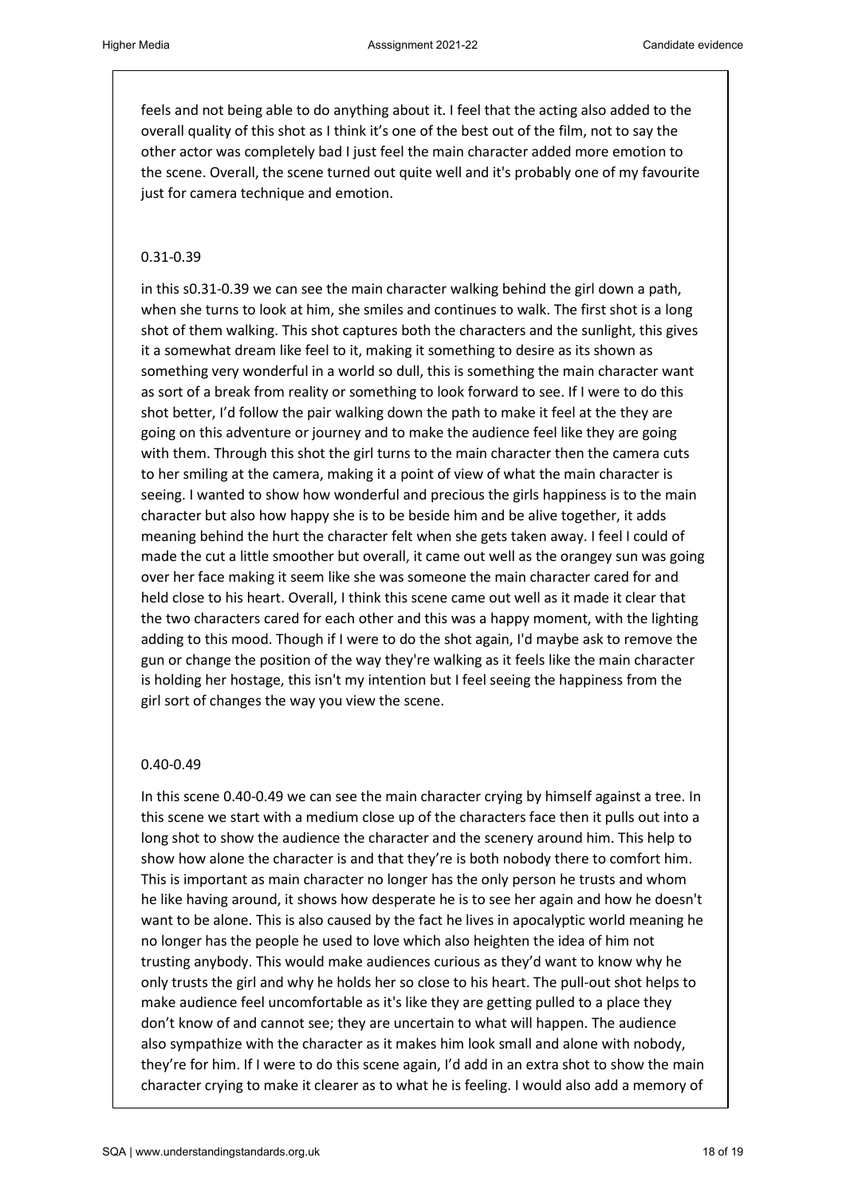feels and not being able to do anything about it. I feel that the acting also added to the overall quality of this shot as I think it's one of the best out of the film, not to say the other actor was completely bad I just feel the main character added more emotion to the scene. Overall, the scene turned out quite well and it's probably one of my favourite just for camera technique and emotion.

0.31-0.39

in this s0.31-0.39 we can see the main character walking behind the girl down a path, when she turns to look at him, she smiles and continues to walk. The first shot is a long shot of them walking. This shot captures both the characters and the sunlight, this gives it a somewhat dream like feel to it, making it something to desire as its shown as something very wonderful in a world so dull, this is something the main character want as sort of a break from reality or something to look forward to see. If I were to do this shot better, I'd follow the pair walking down the path to make it feel at the they are going on this adventure or journey and to make the audience feel like they are going with them. Through this shot the girl turns to the main character then the camera cuts to her smiling at the camera, making it a point of view of what the main character is seeing. I wanted to show how wonderful and precious the girls happiness is to the main character but also how happy she is to be beside him and be alive together, it adds meaning behind the hurt the character felt when she gets taken away. I feel I could of made the cut a little smoother but overall, it came out well as the orangey sun was going over her face making it seem like she was someone the main character cared for and held close to his heart. Overall, I think this scene came out well as it made it clear that the two characters cared for each other and this was a happy moment, with the lighting adding to this mood. Though if I were to do the shot again, I'd maybe ask to remove the gun or change the position of the way they're walking as it feels like the main character is holding her hostage, this isn't my intention but I feel seeing the happiness from the girl sort of changes the way you view the scene.

0.40-0.49

In this scene 0.40-0.49 we can see the main character crying by himself against a tree. In this scene we start with a medium close up of the characters face then it pulls out into a long shot to show the audience the character and the scenery around him. This help to show how alone the character is and that they're is both nobody there to comfort him. This is important as main character no longer has the only person he trusts and whom he like having around, it shows how desperate he is to see her again and how he doesn't want to be alone. This is also caused by the fact he lives in apocalyptic world meaning he no longer has the people he used to love which also heighten the idea of him not trusting anybody. This would make audiences curious as they'd want to know why he only trusts the girl and why he holds her so close to his heart. The pull-out shot helps to make audience feel uncomfortable as it's like they are getting pulled to a place they don't know of and cannot see; they are uncertain to what will happen. The audience also sympathize with the character as it makes him look small and alone with nobody, they're for him. If I were to do this scene again, I'd add in an extra shot to show the main character crying to make it clearer as to what he is feeling. I would also add a memory of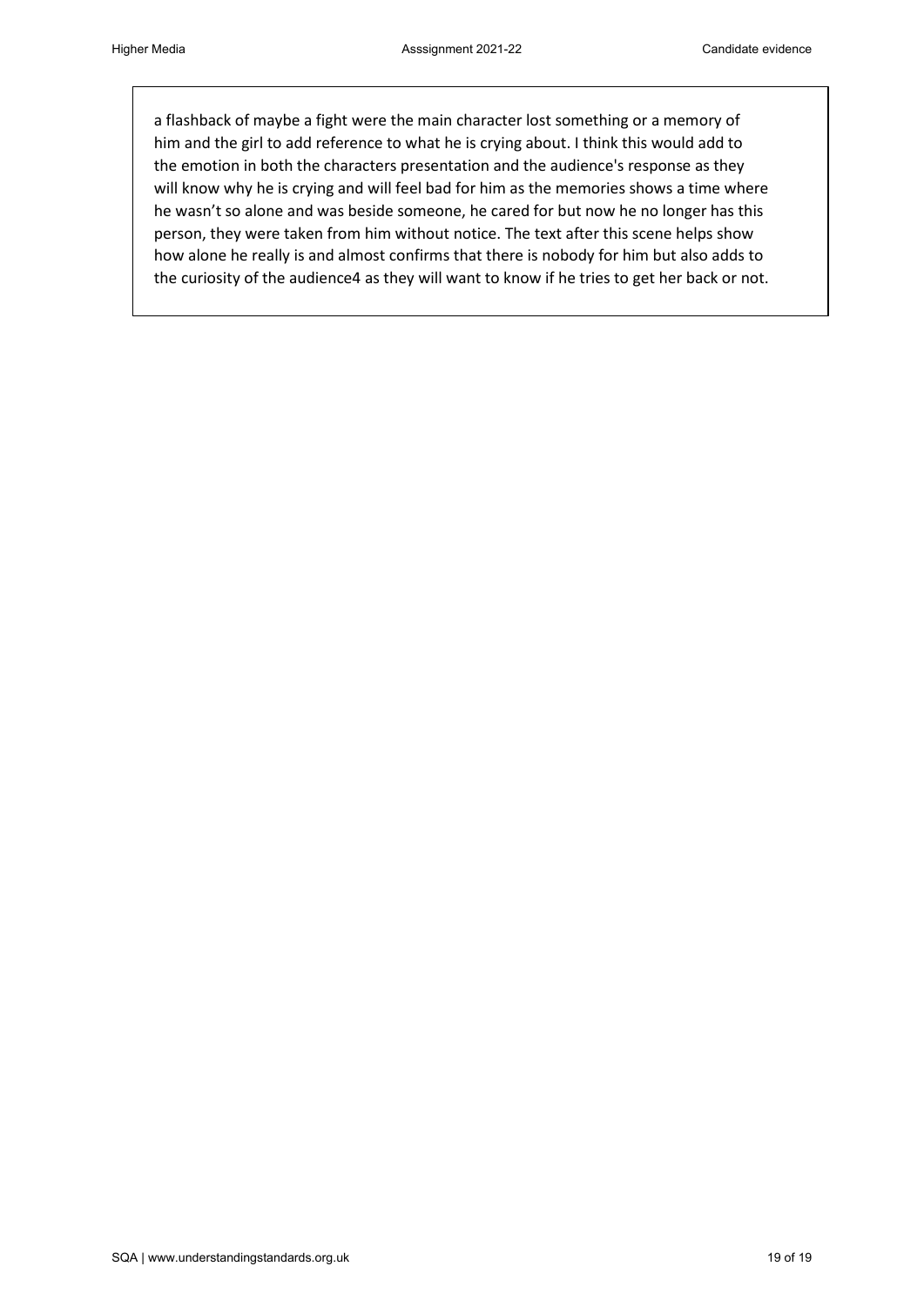a flashback of maybe a fight were the main character lost something or a memory of him and the girl to add reference to what he is crying about. I think this would add to the emotion in both the characters presentation and the audience's response as they will know why he is crying and will feel bad for him as the memories shows a time where he wasn't so alone and was beside someone, he cared for but now he no longer has this person, they were taken from him without notice. The text after this scene helps show how alone he really is and almost confirms that there is nobody for him but also adds to the curiosity of the audience4 as they will want to know if he tries to get her back or not.